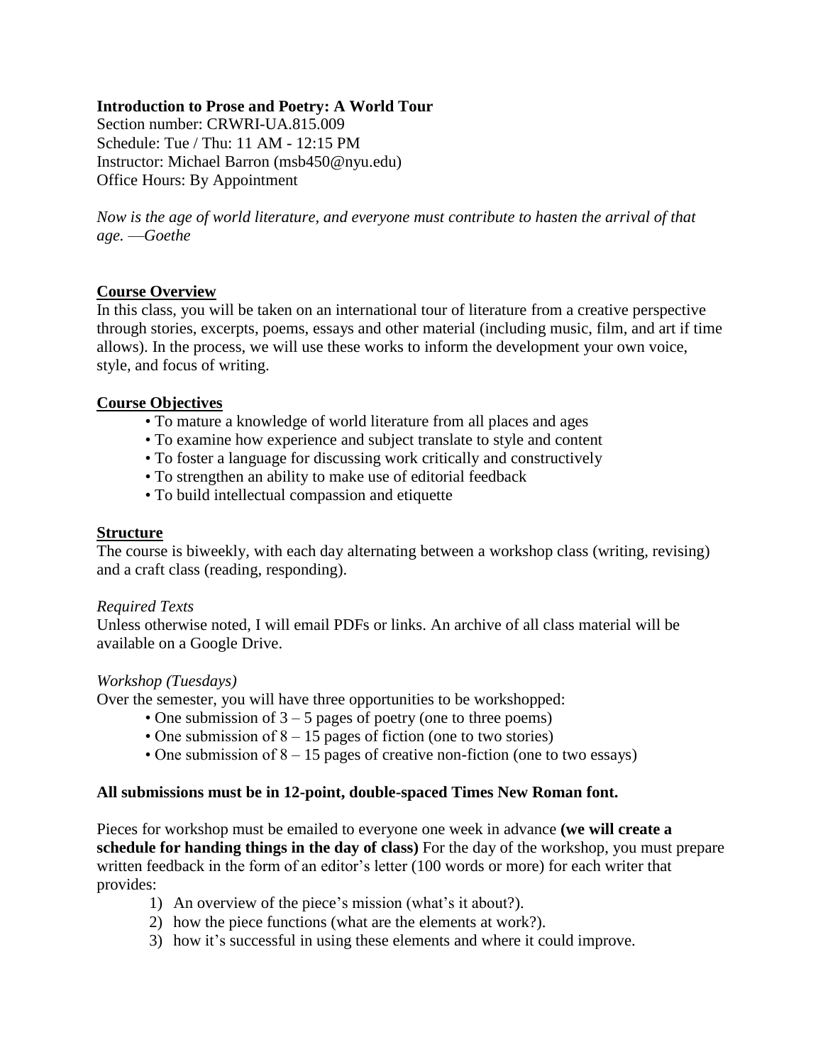**Introduction to Prose and Poetry: A World Tour**
Section number: CRWRI-UA.815.009
Schedule: Tue / Thu: 11 AM - 12:15 PM
Instructor: Michael Barron (msb450@nyu.edu)
Office Hours: By Appointment

*Now is the age of world literature, and everyone must contribute to hasten the arrival of that age. —Goethe*

## Course Overview

In this class, you will be taken on an international tour of literature from a creative perspective through stories, excerpts, poems, essays and other material (including music, film, and art if time allows). In the process, we will use these works to inform the development your own voice, style, and focus of writing.

## Course Objectives

- To mature a knowledge of world literature from all places and ages
- To examine how experience and subject translate to style and content
- To foster a language for discussing work critically and constructively
- To strengthen an ability to make use of editorial feedback
- To build intellectual compassion and etiquette

## Structure

The course is biweekly, with each day alternating between a workshop class (writing, revising) and a craft class (reading, responding).

*Required Texts*

Unless otherwise noted, I will email PDFs or links. An archive of all class material will be available on a Google Drive.

*Workshop (Tuesdays)*

Over the semester, you will have three opportunities to be workshopped:

- One submission of 3 – 5 pages of poetry (one to three poems)
- One submission of 8 – 15 pages of fiction (one to two stories)
- One submission of 8 – 15 pages of creative non-fiction (one to two essays)

**All submissions must be in 12-point, double-spaced Times New Roman font.**

Pieces for workshop must be emailed to everyone one week in advance **(we will create a schedule for handing things in the day of class)** For the day of the workshop, you must prepare written feedback in the form of an editor's letter (100 words or more) for each writer that provides:

1) An overview of the piece's mission (what's it about?).
2) how the piece functions (what are the elements at work?).
3) how it's successful in using these elements and where it could improve.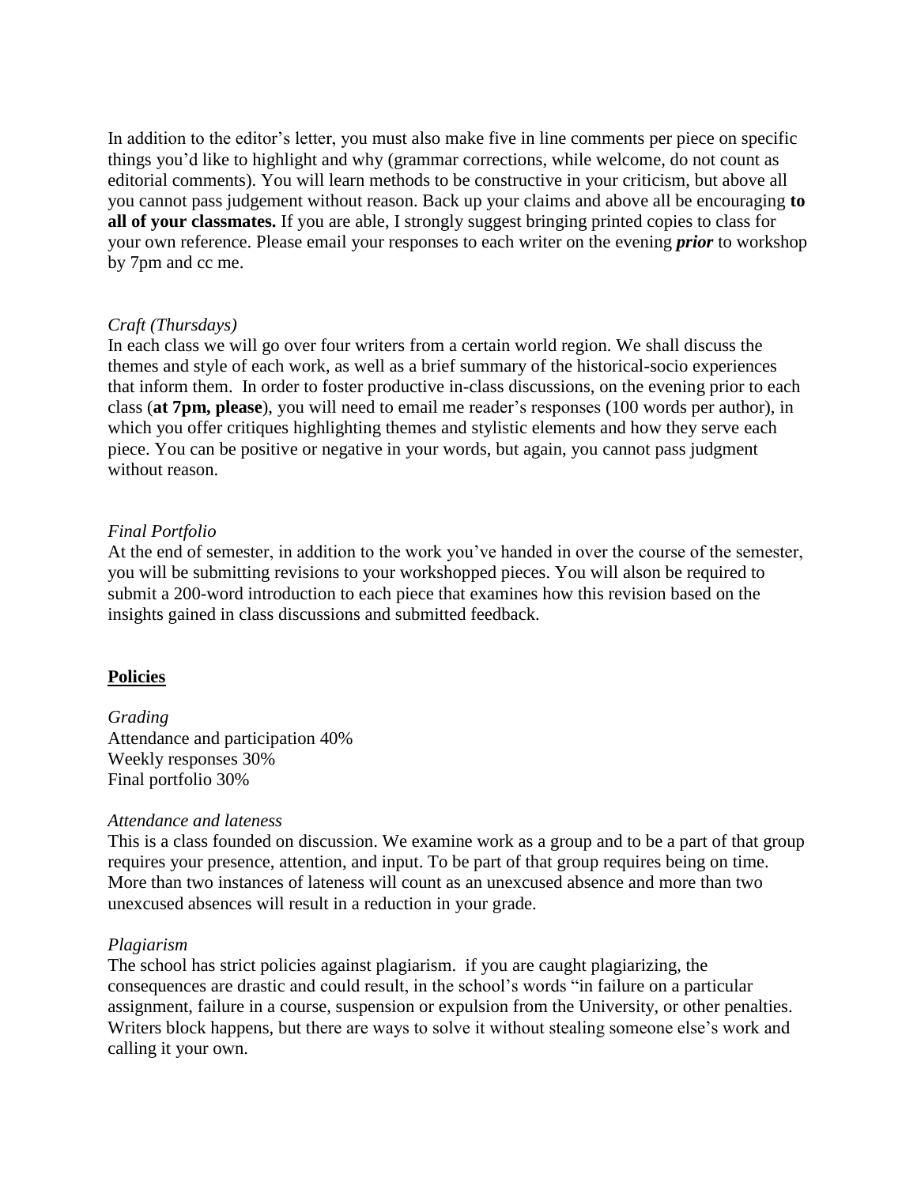In addition to the editor's letter, you must also make five in line comments per piece on specific things you'd like to highlight and why (grammar corrections, while welcome, do not count as editorial comments). You will learn methods to be constructive in your criticism, but above all you cannot pass judgement without reason. Back up your claims and above all be encouraging **to all of your classmates.** If you are able, I strongly suggest bringing printed copies to class for your own reference. Please email your responses to each writer on the evening ***prior*** to workshop by 7pm and cc me.

*Craft (Thursdays)*
In each class we will go over four writers from a certain world region. We shall discuss the themes and style of each work, as well as a brief summary of the historical-socio experiences that inform them. In order to foster productive in-class discussions, on the evening prior to each class (**at 7pm, please**), you will need to email me reader's responses (100 words per author), in which you offer critiques highlighting themes and stylistic elements and how they serve each piece. You can be positive or negative in your words, but again, you cannot pass judgment without reason.

*Final Portfolio*
At the end of semester, in addition to the work you've handed in over the course of the semester, you will be submitting revisions to your workshopped pieces. You will alson be required to submit a 200-word introduction to each piece that examines how this revision based on the insights gained in class discussions and submitted feedback.

## <u>Policies</u>

*Grading*
Attendance and participation 40%
Weekly responses 30%
Final portfolio 30%

*Attendance and lateness*
This is a class founded on discussion. We examine work as a group and to be a part of that group requires your presence, attention, and input. To be part of that group requires being on time. More than two instances of lateness will count as an unexcused absence and more than two unexcused absences will result in a reduction in your grade.

*Plagiarism*
The school has strict policies against plagiarism. if you are caught plagiarizing, the consequences are drastic and could result, in the school's words "in failure on a particular assignment, failure in a course, suspension or expulsion from the University, or other penalties. Writers block happens, but there are ways to solve it without stealing someone else's work and calling it your own.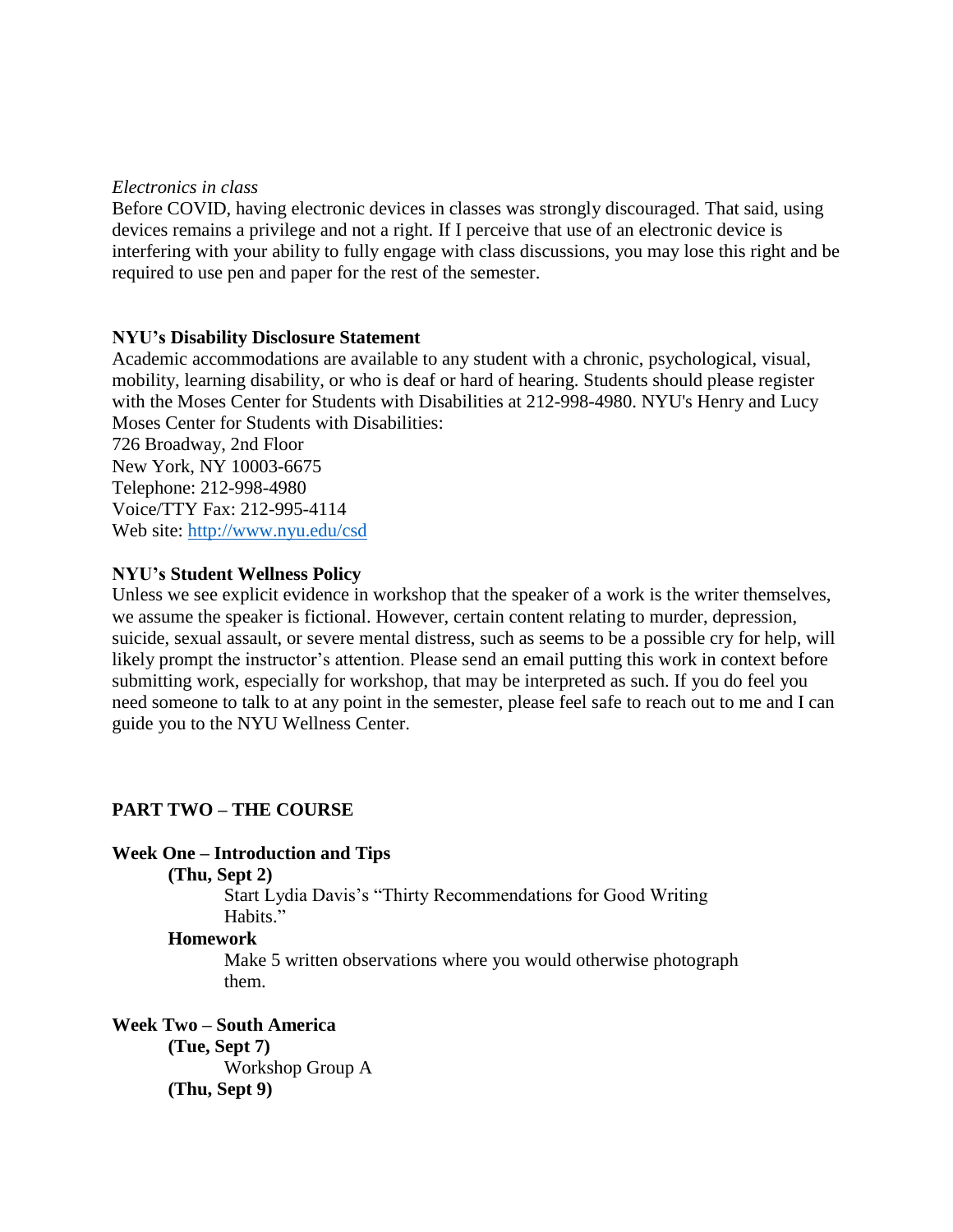*Electronics in class*

Before COVID, having electronic devices in classes was strongly discouraged. That said, using devices remains a privilege and not a right. If I perceive that use of an electronic device is interfering with your ability to fully engage with class discussions, you may lose this right and be required to use pen and paper for the rest of the semester.

**NYU's Disability Disclosure Statement**

Academic accommodations are available to any student with a chronic, psychological, visual, mobility, learning disability, or who is deaf or hard of hearing. Students should please register with the Moses Center for Students with Disabilities at 212-998-4980. NYU's Henry and Lucy Moses Center for Students with Disabilities:
726 Broadway, 2nd Floor
New York, NY 10003-6675
Telephone: 212-998-4980
Voice/TTY Fax: 212-995-4114
Web site: http://www.nyu.edu/csd

**NYU's Student Wellness Policy**

Unless we see explicit evidence in workshop that the speaker of a work is the writer themselves, we assume the speaker is fictional. However, certain content relating to murder, depression, suicide, sexual assault, or severe mental distress, such as seems to be a possible cry for help, will likely prompt the instructor's attention. Please send an email putting this work in context before submitting work, especially for workshop, that may be interpreted as such. If you do feel you need someone to talk to at any point in the semester, please feel safe to reach out to me and I can guide you to the NYU Wellness Center.

## PART TWO – THE COURSE

**Week One – Introduction and Tips**

**(Thu, Sept 2)**

Start Lydia Davis's "Thirty Recommendations for Good Writing Habits."

**Homework**

Make 5 written observations where you would otherwise photograph them.

**Week Two – South America**

**(Tue, Sept 7)**

Workshop Group A

**(Thu, Sept 9)**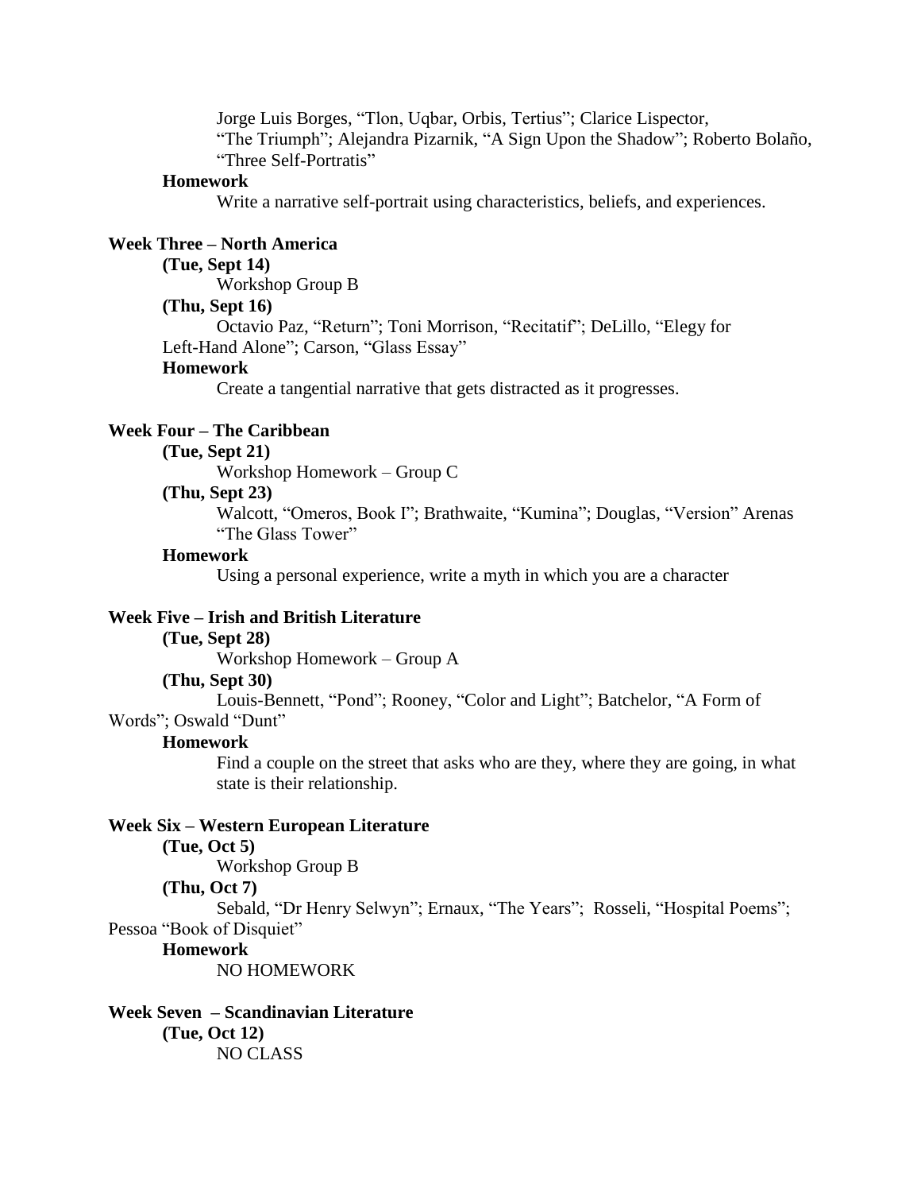Jorge Luis Borges, "Tlon, Uqbar, Orbis, Tertius"; Clarice Lispector, "The Triumph"; Alejandra Pizarnik, "A Sign Upon the Shadow"; Roberto Bolaño, "Three Self-Portratis"

**Homework**

Write a narrative self-portrait using characteristics, beliefs, and experiences.

**Week Three – North America**

**(Tue, Sept 14)**

Workshop Group B

**(Thu, Sept 16)**

Octavio Paz, "Return"; Toni Morrison, "Recitatif"; DeLillo, "Elegy for Left-Hand Alone"; Carson, "Glass Essay"

**Homework**

Create a tangential narrative that gets distracted as it progresses.

**Week Four – The Caribbean**

**(Tue, Sept 21)**

Workshop Homework – Group C

**(Thu, Sept 23)**

Walcott, "Omeros, Book I"; Brathwaite, "Kumina"; Douglas, "Version" Arenas "The Glass Tower"

**Homework**

Using a personal experience, write a myth in which you are a character

**Week Five – Irish and British Literature**

**(Tue, Sept 28)**

Workshop Homework – Group A

**(Thu, Sept 30)**

Louis-Bennett, "Pond"; Rooney, "Color and Light"; Batchelor, "A Form of Words"; Oswald "Dunt"

**Homework**

Find a couple on the street that asks who are they, where they are going, in what state is their relationship.

**Week Six – Western European Literature**

**(Tue, Oct 5)**

Workshop Group B

**(Thu, Oct 7)**

Sebald, "Dr Henry Selwyn"; Ernaux, "The Years"; Rosseli, "Hospital Poems"; Pessoa "Book of Disquiet"

**Homework**

NO HOMEWORK

**Week Seven – Scandinavian Literature**

**(Tue, Oct 12)**

NO CLASS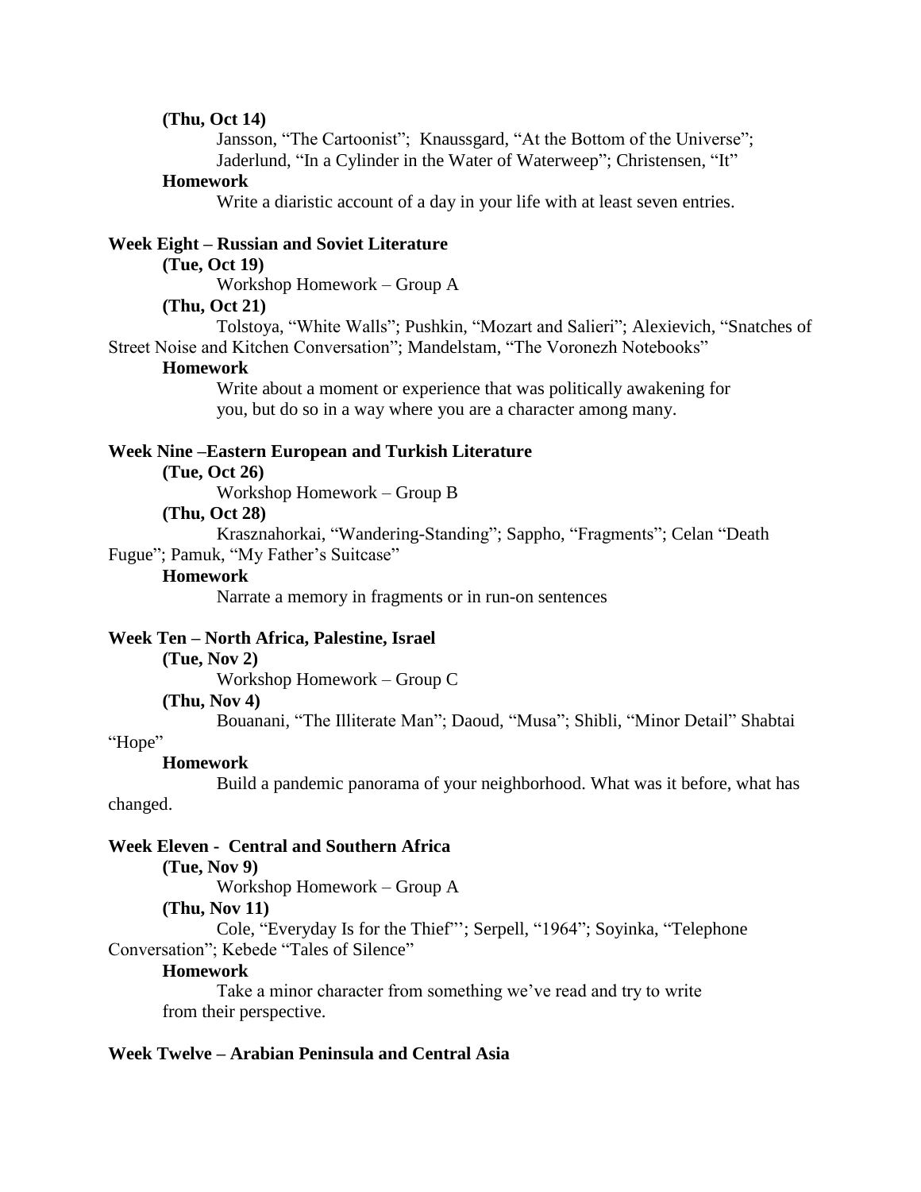**(Thu, Oct 14)**

Jansson, "The Cartoonist"; Knaussgard, "At the Bottom of the Universe"; Jaderlund, "In a Cylinder in the Water of Waterweep"; Christensen, "It"

**Homework**

Write a diaristic account of a day in your life with at least seven entries.

**Week Eight – Russian and Soviet Literature**

**(Tue, Oct 19)**

Workshop Homework – Group A

**(Thu, Oct 21)**

Tolstoya, "White Walls"; Pushkin, "Mozart and Salieri"; Alexievich, "Snatches of Street Noise and Kitchen Conversation"; Mandelstam, "The Voronezh Notebooks"

**Homework**

Write about a moment or experience that was politically awakening for you, but do so in a way where you are a character among many.

**Week Nine –Eastern European and Turkish Literature**

**(Tue, Oct 26)**

Workshop Homework – Group B

**(Thu, Oct 28)**

Krasznahorkai, "Wandering-Standing"; Sappho, "Fragments"; Celan "Death Fugue"; Pamuk, "My Father's Suitcase"

**Homework**

Narrate a memory in fragments or in run-on sentences

**Week Ten – North Africa, Palestine, Israel**

**(Tue, Nov 2)**

Workshop Homework – Group C

**(Thu, Nov 4)**

Bouanani, "The Illiterate Man"; Daoud, "Musa"; Shibli, "Minor Detail" Shabtai "Hope"

**Homework**

Build a pandemic panorama of your neighborhood. What was it before, what has changed.

**Week Eleven - Central and Southern Africa**

**(Tue, Nov 9)**

Workshop Homework – Group A

**(Thu, Nov 11)**

Cole, "Everyday Is for the Thief"'; Serpell, "1964"; Soyinka, "Telephone Conversation"; Kebede "Tales of Silence"

**Homework**

Take a minor character from something we've read and try to write from their perspective.

**Week Twelve – Arabian Peninsula and Central Asia**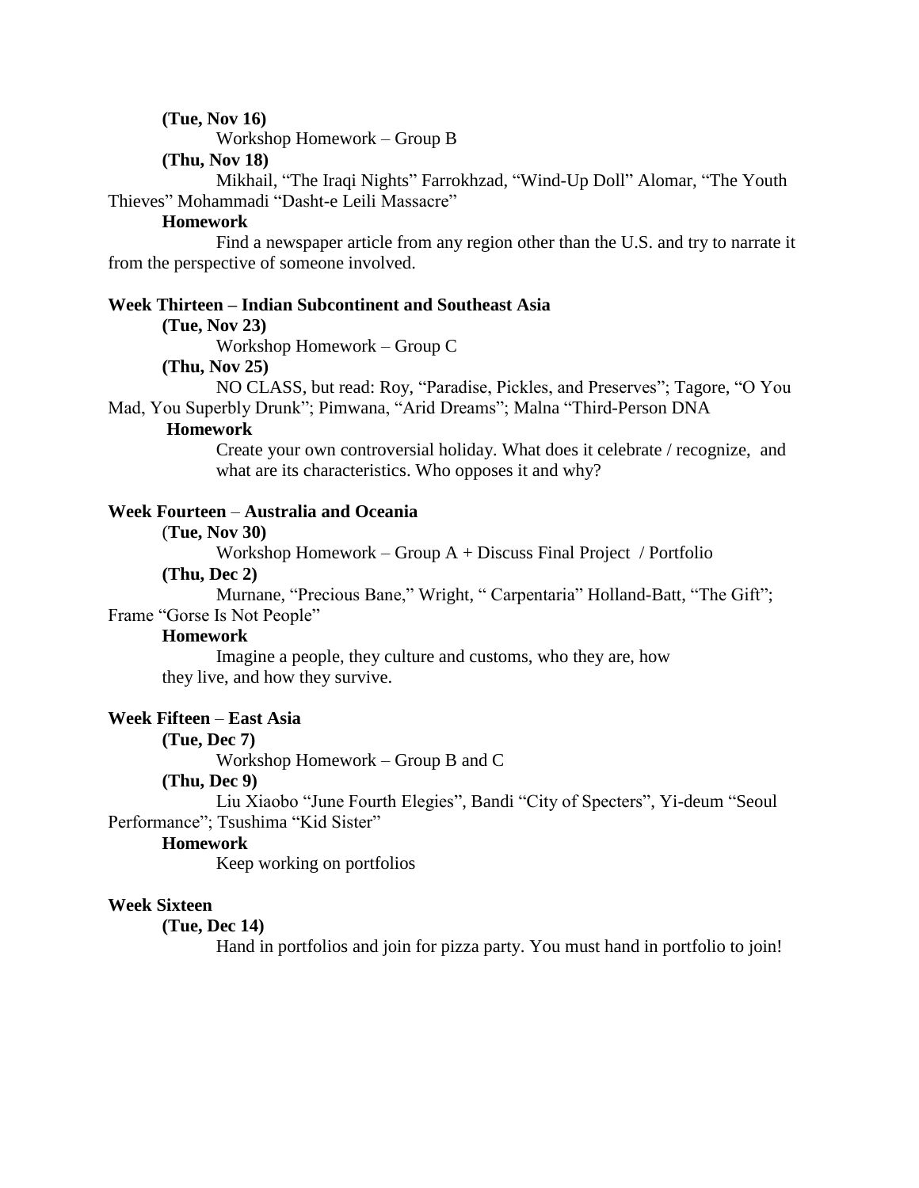**(Tue, Nov 16)**

Workshop Homework – Group B

**(Thu, Nov 18)**

Mikhail, "The Iraqi Nights" Farrokhzad, "Wind-Up Doll" Alomar, "The Youth Thieves" Mohammadi "Dasht-e Leili Massacre"

**Homework**

Find a newspaper article from any region other than the U.S. and try to narrate it from the perspective of someone involved.

**Week Thirteen – Indian Subcontinent and Southeast Asia**

**(Tue, Nov 23)**

Workshop Homework – Group C

**(Thu, Nov 25)**

NO CLASS, but read: Roy, "Paradise, Pickles, and Preserves"; Tagore, "O You Mad, You Superbly Drunk"; Pimwana, "Arid Dreams"; Malna "Third-Person DNA

**Homework**

Create your own controversial holiday. What does it celebrate / recognize, and what are its characteristics. Who opposes it and why?

**Week Fourteen – Australia and Oceania**

(**Tue, Nov 30)**

Workshop Homework – Group A + Discuss Final Project / Portfolio

**(Thu, Dec 2)**

Murnane, "Precious Bane," Wright, " Carpentaria" Holland-Batt, "The Gift"; Frame "Gorse Is Not People"

**Homework**

Imagine a people, they culture and customs, who they are, how they live, and how they survive.

**Week Fifteen – East Asia**

**(Tue, Dec 7)**

Workshop Homework – Group B and C

**(Thu, Dec 9)**

Liu Xiaobo "June Fourth Elegies", Bandi "City of Specters", Yi-deum "Seoul Performance"; Tsushima "Kid Sister"

**Homework**

Keep working on portfolios

**Week Sixteen**

**(Tue, Dec 14)**

Hand in portfolios and join for pizza party. You must hand in portfolio to join!